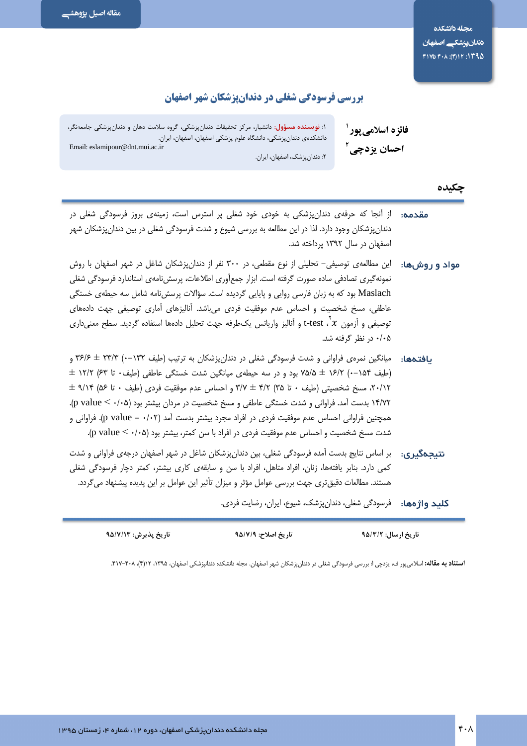مقاله اصیل پژوهشی

# بررسی فرسودگی شغلی در دندان‌پزشکان شهر اصفهان

**فائزه اسلامی‌پور**[1]
**احسان یزدچی**[2]

۱: **نویسنده مسؤول**: دانشیار، مرکز تحقیقات دندان‌پزشکی، گروه سلامت دهان و دندان‌پزشکی جامعه‌نگر، دانشکده‌ی دندان‌پزشکی، دانشگاه علوم پزشکی اصفهان، اصفهان، ایران.
Email: eslamipour@dnt.mui.ac.ir

۲: دندان‌پزشک، اصفهان، ایران.

## چکیده

**مقدمه:** از آنجا که حرفه‌ی دندان‌پزشکی به خودی خود شغلی پر استرس است، زمینه‌ی بروز فرسودگی شغلی در دندان‌پزشکان وجود دارد. لذا در این مطالعه به بررسی شیوع و شدت فرسودگی شغلی در بین دندان‌پزشکان شهر اصفهان در سال ۱۳۹۲ پرداخته شد.

**مواد و روش‌ها:** این مطالعه‌ی توصیفی- تحلیلی از نوع مقطعی، در ۳۰۰ نفر از دندان‌پزشکان شاغل در شهر اصفهان با روش نمونه‌گیری تصادفی ساده صورت گرفته است. ابزار جمع‌آوری اطلاعات، پرسش‌نامه‌ی استاندارد فرسودگی شغلی Maslach بود که به زبان فارسی روایی و پایایی گردیده است. سؤالات پرسش‌نامه شامل سه حیطه‌ی خستگی عاطفی، مسخ شخصیت و احساس عدم موفقیت فردی می‌باشد. آنالیزهای آماری توصیفی جهت داده‌های توصیفی و آزمون $x^2$، t-test و آنالیز واریانس یک‌طرفه جهت تحلیل داده‌ها استفاده گردید. سطح معنی‌داری ۰/۰۵ در نظر گرفته شد.

**یافته‌ها:** میانگین نمره‌ی فراوانی و شدت فرسودگی شغلی در دندان‌پزشکان به ترتیب (طیف ۱۳۲-۰) ۲۳/۳ ± ۳۶/۶ و (طیف ۱۵۴-۰) ۱۶/۲ ± ۷۵/۵ بود و در سه حیطه‌ی میانگین شدت خستگی عاطفی (طیف۰ تا ۶۳) ۱۲/۲ ± ۲۰/۱۲، مسخ شخصیتی (طیف ۰ تا ۳۵) ۴/۲ ± ۳/۷ و احساس عدم موفقیت فردی (طیف ۰ تا ۵۶) ۹/۱۴ ± ۱۴/۷۲ بدست آمد. فراوانی و شدت خستگی عاطفی و مسخ شخصیت در مردان بیشتر بود (p value < ۰/۰۵). همچنین فراوانی احساس عدم موفقیت فردی در افراد مجرد بیشتر بدست آمد (p value = ۰/۰۲). فراوانی و شدت مسخ شخصیت و احساس عدم موفقیت فردی در افراد با سن کمتر، بیشتر بود (p value < ۰/۰۵).

**نتیجه‌گیری:** بر اساس نتایج بدست آمده فرسودگی شغلی، بین دندان‌پزشکان شاغل در شهر اصفهان درجه‌ی فراوانی و شدت کمی دارد. بنابر یافته‌ها، زنان، افراد متاهل، افراد با سن و سابقه‌ی کاری بیشتر، کمتر دچار فرسودگی شغلی هستند. مطالعات دقیق‌تری جهت بررسی عوامل مؤثر و میزان تأثیر این عوامل بر این پدیده پیشنهاد می‌گردد.

**کلید واژه‌ها:** فرسودگی شغلی، دندان‌پزشک، شیوع، ایران، رضایت فردی.

**تاریخ ارسال:** ۹۵/۳/۲ &nbsp;&nbsp; **تاریخ اصلاح:** ۹۵/۷/۹ &nbsp;&nbsp; **تاریخ پذیرش:** ۹۵/۷/۱۳

**استناد به مقاله:** اسلامی‌پور ف، یزدچی ا. بررسی فرسودگی شغلی در دندان‌پزشکان شهر اصفهان. مجله دانشکده دندانپزشکی اصفهان، ۱۳۹۵، ۱۲(۴)، ۴۱۷-۴۰۸.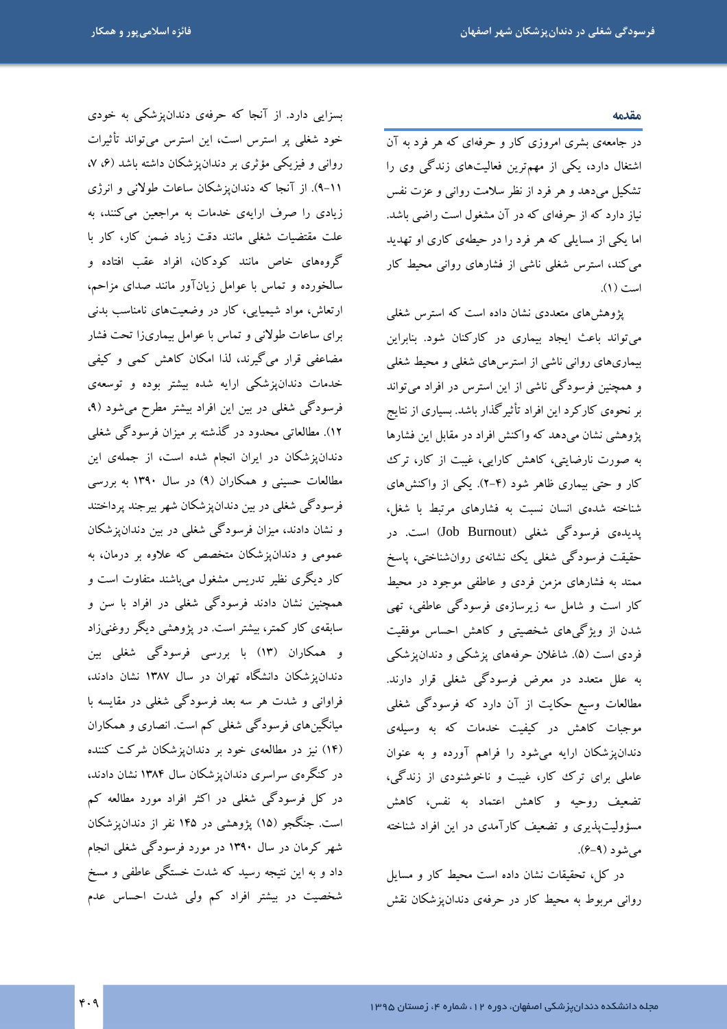## مقدمه

در جامعه‌ی بشری امروزی کار و حرفه‌ای که هر فرد به آن اشتغال دارد، یکی از مهم‌ترین فعالیت‌های زندگی وی را تشکیل می‌دهد و هر فرد از نظر سلامت روانی و عزت نفس نیاز دارد که از حرفه‌ای که در آن مشغول است راضی باشد. اما یکی از مسایلی که هر فرد را در حیطه‌ی کاری او تهدید می‌کند، استرس شغلی ناشی از فشارهای روانی محیط کار است (۱).

پژوهش‌های متعددی نشان داده است که استرس شغلی می‌تواند باعث ایجاد بیماری در کارکنان شود. بنابراین بیماری‌های روانی ناشی از استرس‌های شغلی و محیط شغلی و همچنین فرسودگی ناشی از این استرس در افراد می‌تواند بر نحوه‌ی کارکرد این افراد تأثیرگذار باشد. بسیاری از نتایج پژوهشی نشان می‌دهد که واکنش افراد در مقابل این فشارها به صورت نارضایتی، کاهش کارایی، غیبت از کار، ترک کار و حتی بیماری ظاهر شود (۴-۲). یکی از واکنش‌های شناخته شده‌ی انسان نسبت به فشارهای مرتبط با شغل، پدیده‌ی فرسودگی شغلی (Job Burnout) است. در حقیقت فرسودگی شغلی یک نشانه‌ی روان‌شناختی، پاسخ ممتد به فشارهای مزمن فردی و عاطفی موجود در محیط کار است و شامل سه زیرسازه‌ی فرسودگی عاطفی، تهی شدن از ویژگی‌های شخصیتی و کاهش احساس موفقیت فردی است (۵). شاغلان حرفه‌های پزشکی و دندان‌پزشکی به علل متعدد در معرض فرسودگی شغلی قرار دارند. مطالعات وسیع حکایت از آن دارد که فرسودگی شغلی موجبات کاهش در کیفیت خدمات که به وسیله‌ی دندان‌پزشکان ارایه می‌شود را فراهم آورده و به عنوان عاملی برای ترک کار، غیبت و ناخوشنودی از زندگی، تضعیف روحیه و کاهش اعتماد به نفس، کاهش مسؤولیت‌پذیری و تضعیف کارآمدی در این افراد شناخته می‌شود (۹-۶).

در کل، تحقیقات نشان داده است محیط کار و مسایل روانی مربوط به محیط کار در حرفه‌ی دندان‌پزشکان نقش بسزایی دارد. از آنجا که حرفه‌ی دندان‌پزشکی به خودی خود شغلی پر استرس است، این استرس می‌تواند تأثیرات روانی و فیزیکی مؤثری بر دندان‌پزشکان داشته باشد (۶، ۷، ۱۱-۹). از آنجا که دندان‌پزشکان ساعات طولانی و انرژی زیادی را صرف ارایه‌ی خدمات به مراجعین می‌کنند، به علت مقتضیات شغلی مانند دقت زیاد ضمن کار، کار با گروه‌های خاص مانند کودکان، افراد عقب افتاده و سالخورده و تماس با عوامل زیان‌آور مانند صدای مزاحم، ارتعاش، مواد شیمیایی، کار در وضعیت‌های نامناسب بدنی برای ساعات طولانی و تماس با عوامل بیماری‌زا تحت فشار مضاعفی قرار می‌گیرند، لذا امکان کاهش کمی و کیفی خدمات دندان‌پزشکی ارایه شده بیشتر بوده و توسعه‌ی فرسودگی شغلی در بین این افراد بیشتر مطرح می‌شود (۹، ۱۲). مطالعاتی محدود در گذشته بر میزان فرسودگی شغلی دندان‌پزشکان در ایران انجام شده است، از جمله‌ی این مطالعات حسینی و همکاران (۹) در سال ۱۳۹۰ به بررسی فرسودگی شغلی در بین دندان‌پزشکان شهر بیرجند پرداختند و نشان دادند، میزان فرسودگی شغلی در بین دندان‌پزشکان عمومی و دندان‌پزشکان متخصص که علاوه بر درمان، به کار دیگری نظیر تدریس مشغول می‌باشند متفاوت است و همچنین نشان دادند فرسودگی شغلی در افراد با سن و سابقه‌ی کار کمتر، بیشتر است. در پژوهشی دیگر روغنی‌زاد و همکاران (۱۳) با بررسی فرسودگی شغلی بین دندان‌پزشکان دانشگاه تهران در سال ۱۳۸۷ نشان دادند، فراوانی و شدت هر سه بعد فرسودگی شغلی در مقایسه با میانگین‌های فرسودگی شغلی کم است. انصاری و همکاران (۱۴) نیز در مطالعه‌ی خود بر دندان‌پزشکان شرکت کننده در کنگره‌ی سراسری دندان‌پزشکان سال ۱۳۸۴ نشان دادند، در کل فرسودگی شغلی در اکثر افراد مورد مطالعه کم است. جنگجو (۱۵) پژوهشی در ۱۴۵ نفر از دندان‌پزشکان شهر کرمان در سال ۱۳۹۰ در مورد فرسودگی شغلی انجام داد و به این نتیجه رسید که شدت خستگی عاطفی و مسخ شخصیت در بیشتر افراد کم ولی شدت احساس عدم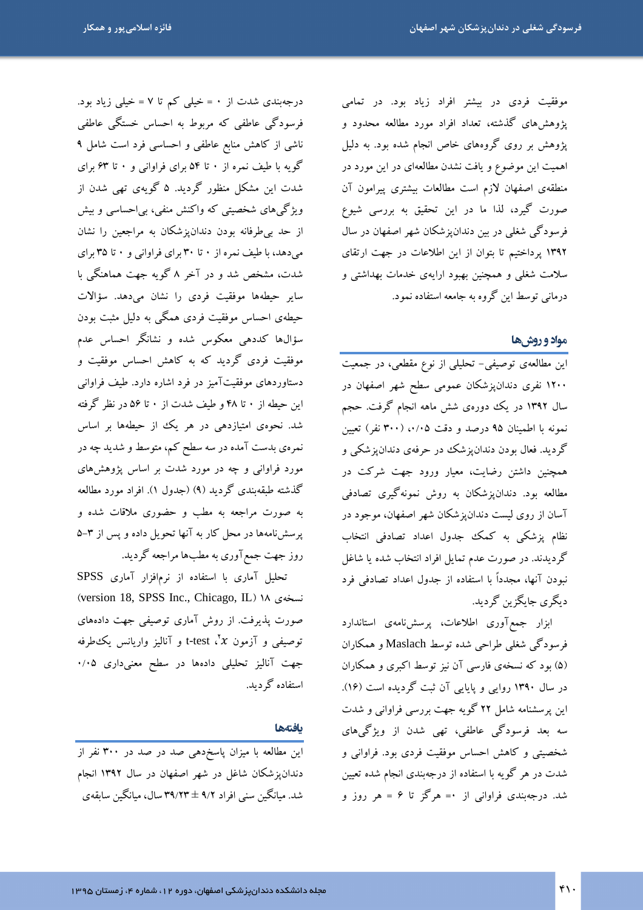موفقیت فردی در بیشتر افراد زیاد بود. در تمامی پژوهش‌های گذشته، تعداد افراد مورد مطالعه محدود و پژوهش بر روی گروه‌های خاص انجام شده بود. به دلیل اهمیت این موضوع و یافت نشدن مطالعه‌ای در این مورد در منطقه‌ی اصفهان لازم است مطالعات بیشتری پیرامون آن صورت گیرد، لذا ما در این تحقیق به بررسی شیوع فرسودگی شغلی در بین دندان‌پزشکان شهر اصفهان در سال ۱۳۹۲ پرداختیم تا بتوان از این اطلاعات در جهت ارتقای سلامت شغلی و همچنین بهبود ارایه‌ی خدمات بهداشتی و درمانی توسط این گروه به جامعه استفاده نمود.

## مواد و روش‌ها

این مطالعه‌ی توصیفی- تحلیلی از نوع مقطعی، در جمعیت ۱۲۰۰ نفری دندان‌پزشکان عمومی سطح شهر اصفهان در سال ۱۳۹۲ در یک دوره‌ی شش ماهه انجام گرفت. حجم نمونه با اطمینان ۹۵ درصد و دقت ۰/۰۵، (۳۰۰ نفر) تعیین گردید. فعال بودن دندان‌پزشک در حرفه‌ی دندان‌پزشکی و همچنین داشتن رضایت، معیار ورود جهت شرکت در مطالعه بود. دندان‌پزشکان به روش نمونه‌گیری تصادفی آسان از روی لیست دندان‌پزشکان شهر اصفهان، موجود در نظام پزشکی به کمک جدول اعداد تصادفی انتخاب گردیدند. در صورت عدم تمایل افراد انتخاب شده یا شاغل نبودن آنها، مجدداً با استفاده از جدول اعداد تصادفی فرد دیگری جایگزین گردید.

ابزار جمع‌آوری اطلاعات، پرسش‌نامه‌ی استاندارد فرسودگی شغلی طراحی شده توسط Maslach و همکاران (۵) بود که نسخه‌ی فارسی آن نیز توسط اکبری و همکاران در سال ۱۳۹۰ روایی و پایایی آن ثبت گردیده است (۱۶). این پرسشنامه شامل ۲۲ گویه جهت بررسی فراوانی و شدت سه بعد فرسودگی عاطفی، تهی شدن از ویژگی‌های شخصیتی و کاهش احساس موفقیت فردی بود. فراوانی و شدت در هر گویه با استفاده از درجه‌بندی انجام شده تعیین شد. درجه‌بندی فراوانی از ۰= هرگز تا ۶ = هر روز و درجه‌بندی شدت از ۰ = خیلی کم تا ۷ = خیلی زیاد بود. فرسودگی عاطفی که مربوط به احساس خستگی عاطفی ناشی از کاهش منابع عاطفی و احساسی فرد است شامل ۹ گویه با طیف نمره از ۰ تا ۵۴ برای فراوانی و ۰ تا ۶۳ برای شدت این مشکل منظور گردید. ۵ گویه‌ی تهی شدن از ویژگی‌های شخصیتی که واکنش منفی، بی‌احساسی و بیش از حد بی‌طرفانه بودن دندان‌پزشکان به مراجعین را نشان می‌دهد، با طیف نمره از ۰ تا ۳۰ برای فراوانی و ۰ تا ۳۵ برای شدت، مشخص شد و در آخر ۸ گویه جهت هماهنگی با سایر حیطه‌ها موفقیت فردی را نشان می‌دهد. سؤالات حیطه‌ی احساس موفقیت فردی همگی به دلیل مثبت بودن سؤال‌ها کددهی معکوس شده و نشانگر احساس عدم موفقیت فردی گردید که به کاهش احساس موفقیت و دستاوردهای موفقیت‌آمیز در فرد اشاره دارد. طیف فراوانی این حیطه از ۰ تا ۴۸ و طیف شدت از ۰ تا ۵۶ در نظر گرفته شد. نحوه‌ی امتیازدهی در هر یک از حیطه‌ها بر اساس نمره‌ی بدست آمده در سه سطح کم، متوسط و شدید چه در مورد فراوانی و چه در مورد شدت بر اساس پژوهش‌های گذشته طبقه‌بندی گردید (۹) (جدول ۱). افراد مورد مطالعه به صورت مراجعه به مطب و حضوری ملاقات شده و پرسش‌نامه‌ها در محل کار به آنها تحویل داده و پس از ۳-۵ روز جهت جمع‌آوری به مطب‌ها مراجعه گردید.

تحلیل آماری با استفاده از نرم‌افزار آماری SPSS نسخه‌ی ۱۸ (version 18, SPSS Inc., Chicago, IL) صورت پذیرفت. از روش آماری توصیفی جهت داده‌های توصیفی و آزمون $x^2$، t-test و آنالیز واریانس یک‌طرفه جهت آنالیز تحلیلی داده‌ها در سطح معنی‌داری ۰/۰۵ استفاده گردید.

## یافته‌ها

این مطالعه با میزان پاسخ‌دهی صد در صد در ۳۰۰ نفر از دندان‌پزشکان شاغل در شهر اصفهان در سال ۱۳۹۲ انجام شد. میانگین سنی افراد ۹/۲ ± ۳۹/۲۳ سال، میانگین سابقه‌ی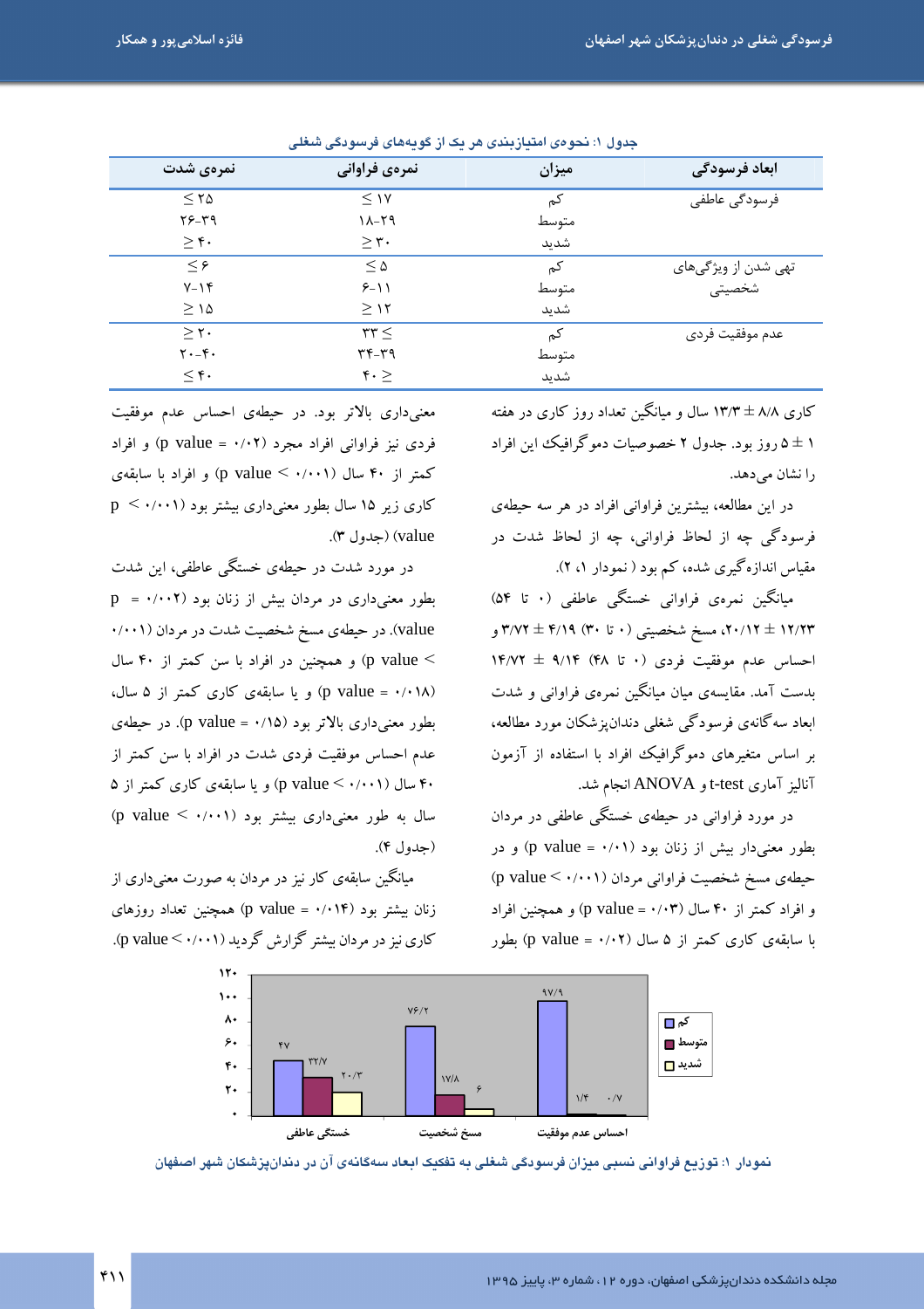جدول ۱: نحوه‌ی امتیازبندی هر یک از گویه‌های فرسودگی شغلی

| ابعاد فرسودگی | میزان | نمره‌ی فراوانی | نمره‌ی شدت |
|---|---|---|---|
| فرسودگی عاطفی | کم | ≤ ۱۷ | ≤ ۲۵ |
| | متوسط | ۱۸-۲۹ | ۲۶-۳۹ |
| | شدید | ≥ ۳۰ | ≥ ۴۰ |
| تهی شدن از ویژگی‌های شخصیتی | کم | ≤ ۵ | ≤ ۶ |
| | متوسط | ۶-۱۱ | ۷-۱۴ |
| | شدید | ≥ ۱۲ | ≥ ۱۵ |
| عدم موفقیت فردی | کم | ۳۳ ≤ | ≥ ۲۰ |
| | متوسط | ۳۴-۳۹ | ۲۰-۴۰ |
| | شدید | ۴۰ ≥ | ≤ ۴۰ |

کاری ۸/۸ ± ۱۳/۳ سال و میانگین تعداد روز کاری در هفته ۱ ± ۵ روز بود. جدول ۲ خصوصیات دموگرافیک این افراد را نشان می‌دهد.

در این مطالعه، بیشترین فراوانی افراد در هر سه حیطه‌ی فرسودگی چه از لحاظ فراوانی، چه از لحاظ شدت در مقیاس اندازه‌گیری شده، کم بود ( نمودار ۱، ۲).

میانگین نمره‌ی فراوانی خستگی عاطفی (۰ تا ۵۴) ۱۲/۲۳ ± ۲۰/۱۲، مسخ شخصیتی (۰ تا ۳۰) ۴/۱۹ ± ۳/۷۲ و احساس عدم موفقیت فردی (۰ تا ۴۸) ۹/۱۴ ± ۱۴/۷۲ بدست آمد. مقایسه‌ی میان میانگین نمره‌ی فراوانی و شدت ابعاد سه‌گانه‌ی فرسودگی شغلی دندان‌پزشکان مورد مطالعه، بر اساس متغیرهای دموگرافیک افراد با استفاده از آزمون آنالیز آماری t-test و ANOVA انجام شد.

در مورد فراوانی در حیطه‌ی خستگی عاطفی در مردان بطور معنی‌دار بیش از زنان بود (p value = ۰/۰۱) و در حیطه‌ی مسخ شخصیت فراوانی مردان (p value < ۰/۰۰۱) و افراد کمتر از ۴۰ سال (p value = ۰/۰۳) و همچنین افراد با سابقه‌ی کاری کمتر از ۵ سال (p value = ۰/۰۲) بطور معنی‌داری بالاتر بود. در حیطه‌ی احساس عدم موفقیت فردی نیز فراوانی افراد مجرد (p value = ۰/۰۲) و افراد کمتر از ۴۰ سال (p value < ۰/۰۰۱) و افراد با سابقه‌ی کاری زیر ۱۵ سال بطور معنی‌داری بیشتر بود (p < ۰/۰۰۱ value) (جدول ۳).

در مورد شدت در حیطه‌ی خستگی عاطفی، این شدت بطور معنی‌داری در مردان بیش از زنان بود (p = ۰/۰۰۲ value). در حیطه‌ی مسخ شخصیت شدت در مردان (۰/۰۰۱ > p value) و همچنین در افراد با سن کمتر از ۴۰ سال (p value = ۰/۰۱۸) و یا سابقه‌ی کاری کمتر از ۵ سال، بطور معنی‌داری بالاتر بود (p value = ۰/۱۵). در حیطه‌ی عدم احساس موفقیت فردی شدت در افراد با سن کمتر از ۴۰ سال (p value < ۰/۰۰۱) و یا سابقه‌ی کاری کمتر از ۵ سال به طور معنی‌داری بیشتر بود (p value < ۰/۰۰۱) (جدول ۴).

میانگین سابقه‌ی کار نیز در مردان به صورت معنی‌داری از زنان بیشتر بود (p value = ۰/۰۱۴) همچنین تعداد روزهای کاری نیز در مردان بیشتر گزارش گردید (p value < ۰/۰۰۱).

| | کم | متوسط | شدید |
|---|---|---|---|
| خستگی عاطفی | ۴۷ | ۳۲/۷ | ۲۰/۳ |
| مسخ شخصیت | ۷۶/۲ | ۱۷/۸ | ۶ |
| احساس عدم موفقیت | ۹۷/۹ | ۱/۴ | ۰/۷ |

نمودار ۱: توزیع فراوانی نسبی میزان فرسودگی شغلی به تفکیک ابعاد سه‌گانه‌ی آن در دندان‌پزشکان شهر اصفهان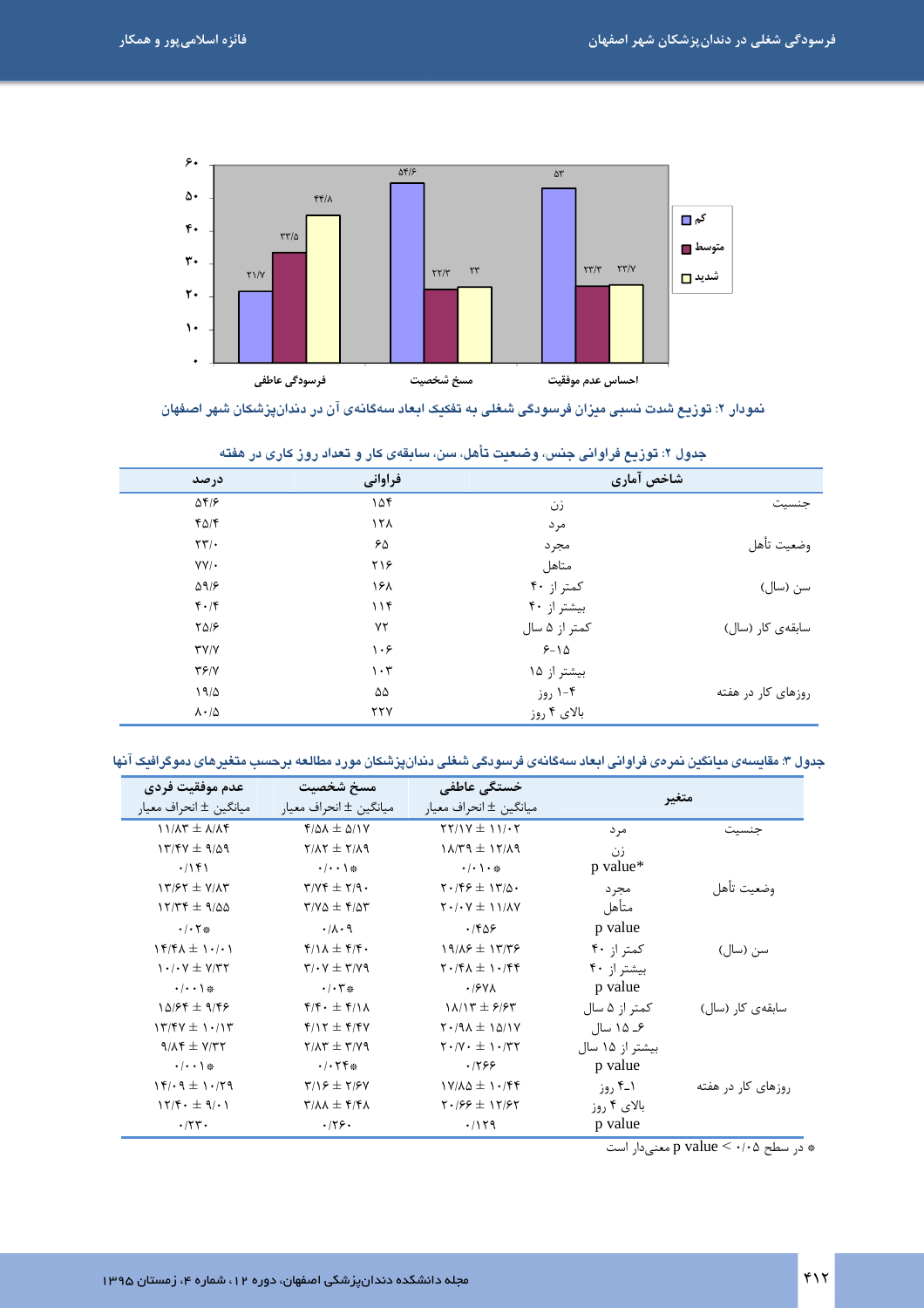| | کم | متوسط | شدید |
|---|---|---|---|
| فرسودگی عاطفی | ۲۱/۷ | ۳۳/۵ | ۴۴/۸ |
| مسخ شخصیت | ۵۴/۶ | ۲۲/۳ | ۲۳ |
| احساس عدم موفقیت | ۵۳ | ۲۳/۳ | ۲۳/۷ |

نمودار ۲: توزیع شدت نسبی میزان فرسودگی شغلی به تفکیک ابعاد سه‌گانه‌ی آن در دندان‌پزشکان شهر اصفهان

جدول ۲: توزیع فراوانی جنس، وضعیت تأهل، سن، سابقه‌ی کار و تعداد روز کاری در هفته

| شاخص آماری | | فراوانی | درصد |
|---|---|---|---|
| جنسیت | زن | ۱۵۴ | ۵۴/۶ |
| | مرد | ۱۲۸ | ۴۵/۴ |
| وضعیت تأهل | مجرد | ۶۵ | ۲۳/۰ |
| | متاهل | ۲۱۶ | ۷۷/۰ |
| سن (سال) | کمتر از ۴۰ | ۱۶۸ | ۵۹/۶ |
| | بیشتر از ۴۰ | ۱۱۴ | ۴۰/۴ |
| سابقه‌ی کار (سال) | کمتر از ۵ سال | ۷۲ | ۲۵/۶ |
| | ۱۵-۶ | ۱۰۶ | ۳۷/۷ |
| | بیشتر از ۱۵ | ۱۰۳ | ۳۶/۷ |
| روزهای کار در هفته | ۴-۱ روز | ۵۵ | ۱۹/۵ |
| | بالای ۴ روز | ۲۲۷ | ۸۰/۵ |

جدول ۳: مقایسه‌ی میانگین نمره‌ی فراوانی ابعاد سه‌گانه‌ی فرسودگی شغلی دندان‌پزشکان مورد مطالعه برحسب متغیرهای دموگرافیک آنها

| متغیر | | خستگی عاطفی میانگین ± انحراف معیار | مسخ شخصیت میانگین ± انحراف معیار | عدم موفقیت فردی میانگین ± انحراف معیار |
|---|---|---|---|---|
| جنسیت | مرد | ۲۲/۱۷ ± ۱۱/۰۲ | ۴/۵۸ ± ۵/۱۷ | ۱۱/۸۳ ± ۸/۸۴ |
| | زن | ۱۸/۳۹ ± ۱۲/۸۹ | ۲/۸۲ ± ۲/۸۹ | ۱۳/۴۷ ± ۹/۵۹ |
| | p value* | ۰/۰۱۰* | ۰/۰۰۱* | ۰/۱۴۱ |
| وضعیت تأهل | مجرد | ۲۰/۴۶ ± ۱۳/۵۰ | ۳/۷۴ ± ۲/۹۰ | ۱۳/۶۲ ± ۷/۸۳ |
| | متأهل | ۲۰/۰۷ ± ۱۱/۸۷ | ۳/۷۵ ± ۴/۵۳ | ۱۲/۳۴ ± ۹/۵۵ |
| | p value | ۰/۴۵۶ | ۰/۸۰۹ | ۰/۰۲* |
| سن (سال) | کمتر از ۴۰ | ۱۹/۸۶ ± ۱۳/۳۶ | ۴/۱۸ ± ۴/۴۰ | ۱۴/۴۸ ± ۱۰/۰۱ |
| | بیشتر از ۴۰ | ۲۰/۴۸ ± ۱۰/۴۴ | ۳/۰۷ ± ۳/۷۹ | ۱۰/۰۷ ± ۷/۳۲ |
| | p value | ۰/۶۷۸ | ۰/۰۳* | ۰/۰۰۱* |
| سابقه‌ی کار (سال) | کمتر از ۵ سال | ۱۸/۱۳ ± ۶/۶۳ | ۴/۴۰ ± ۴/۱۸ | ۱۵/۶۴ ± ۹/۴۶ |
| | ۶ـ ۱۵ سال | ۲۰/۹۸ ± ۱۵/۱۷ | ۴/۱۲ ± ۴/۴۷ | ۱۳/۴۷ ± ۱۰/۱۳ |
| | بیشتر از ۱۵ سال | ۲۰/۷۰ ± ۱۰/۳۲ | ۲/۸۳ ± ۳/۷۹ | ۹/۸۴ ± ۷/۳۲ |
| | p value | ۰/۲۶۶ | ۰/۰۲۴* | ۰/۰۰۱* |
| روزهای کار در هفته | ۱ـ۴ روز | ۱۷/۸۵ ± ۱۰/۴۴ | ۳/۱۶ ± ۲/۶۷ | ۱۴/۰۹ ± ۱۰/۲۹ |
| | بالای ۴ روز | ۲۰/۶۶ ± ۱۲/۶۲ | ۳/۸۸ ± ۴/۴۸ | ۱۲/۴۰ ± ۹/۰۱ |
| | p value | ۰/۱۲۹ | ۰/۲۶۰ | ۰/۲۳۰ |

* در سطح ۰/۰۵ > p value معنی‌دار است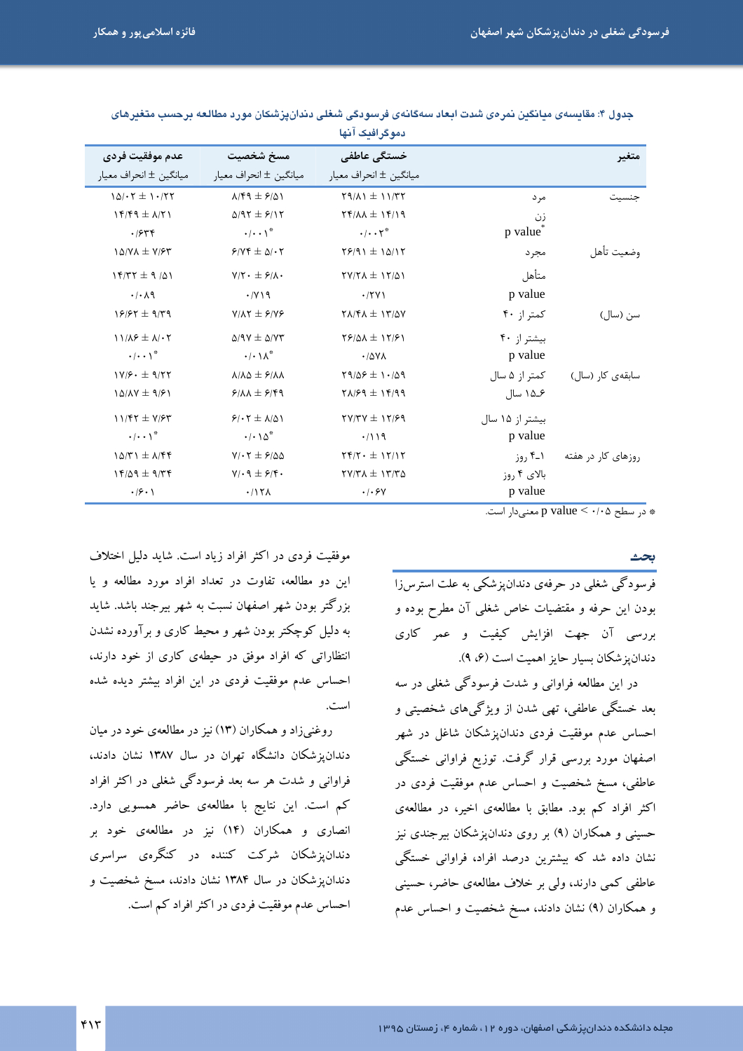جدول ۴: مقایسه‌ی میانگین نمره‌ی شدت ابعاد سه‌گانه‌ی فرسودگی شغلی دندان‌پزشکان مورد مطالعه برحسب متغیرهای دموگرافیک آنها

| متغیر | | خستگی عاطفی | مسخ شخصیت | عدم موفقیت فردی |
|---|---|---|---|---|
| | | میانگین ± انحراف معیار | میانگین ± انحراف معیار | میانگین ± انحراف معیار |
| جنسیت | مرد | ۲۹/۸۱ ± ۱۱/۳۲ | ۸/۴۹ ± ۶/۵۱ | ۱۵/۰۲ ± ۱۰/۲۲ |
| | زن | ۲۴/۸۸ ± ۱۴/۱۹ | ۵/۹۲ ± ۶/۱۲ | ۱۴/۴۹ ± ۸/۲۱ |
| | p value* | ۰/۰۰۲* | ۰/۰۰۱* | ۰/۶۳۴ |
| وضعیت تأهل | مجرد | ۲۶/۹۱ ± ۱۵/۱۲ | ۶/۷۴ ± ۵/۰۲ | ۱۵/۷۸ ± ۷/۶۳ |
| | متأهل | ۲۷/۲۸ ± ۱۲/۵۱ | ۷/۲۰ ± ۶/۸۰ | ۱۴/۳۲ ± ۹/۵۱ |
| | p value | ۰/۲۷۱ | ۰/۷۱۹ | ۰/۰۸۹ |
| سن (سال) | کمتر از ۴۰ | ۲۸/۴۸ ± ۱۳/۵۷ | ۷/۸۲ ± ۶/۷۶ | ۱۶/۶۲ ± ۹/۳۹ |
| | بیشتر از ۴۰ | ۲۶/۵۸ ± ۱۲/۶۱ | ۵/۹۷ ± ۵/۷۳ | ۱۱/۸۶ ± ۸/۰۲ |
| | p value | ۰/۵۷۸ | ۰/۰۱۸* | ۰/۰۰۱* |
| سابقه‌ی کار (سال) | کمتر از ۵ سال | ۲۹/۵۶ ± ۱۰/۵۹ | ۸/۸۵ ± ۶/۸۸ | ۱۷/۶۰ ± ۹/۲۲ |
| | ۶ـ۱۵ سال | ۲۸/۶۹ ± ۱۴/۹۹ | ۶/۸۸ ± ۶/۴۹ | ۱۵/۸۷ ± ۹/۶۱ |
| | بیشتر از ۱۵ سال | ۲۷/۳۷ ± ۱۲/۶۹ | ۶/۰۲ ± ۸/۵۱ | ۱۱/۴۲ ± ۷/۶۳ |
| | p value | ۰/۱۱۹ | ۰/۰۱۵* | ۰/۰۰۱* |
| روزهای کار در هفته | ۱ـ۴ روز | ۲۴/۲۰ ± ۱۲/۱۲ | ۷/۰۲ ± ۶/۵۵ | ۱۵/۳۱ ± ۸/۴۴ |
| | بالای ۴ روز | ۲۷/۳۸ ± ۱۳/۳۵ | ۷/۰۹ ± ۶/۴۰ | ۱۴/۵۹ ± ۹/۳۴ |
| | p value | ۰/۰۶۷ | ۰/۱۲۸ | ۰/۶۰۱ |

* در سطح ۰/۰۵ > p value معنی‌دار است.

## بحث

فرسودگی شغلی در حرفه‌ی دندان‌پزشکی به علت استرس‌زا بودن این حرفه و مقتضیات خاص شغلی آن مطرح بوده و بررسی آن جهت افزایش کیفیت و عمر کاری دندان‌پزشکان بسیار حایز اهمیت است (۶، ۹).

در این مطالعه فراوانی و شدت فرسودگی شغلی در سه بعد خستگی عاطفی، تهی شدن از ویژگی‌های شخصیتی و احساس عدم موفقیت فردی دندان‌پزشکان شاغل در شهر اصفهان مورد بررسی قرار گرفت. توزیع فراوانی خستگی عاطفی، مسخ شخصیت و احساس عدم موفقیت فردی در اکثر افراد کم بود. مطابق با مطالعه‌ی اخیر، در مطالعه‌ی حسینی و همکاران (۹) بر روی دندان‌پزشکان بیرجندی نیز نشان داده شد که بیشترین درصد افراد، فراوانی خستگی عاطفی کمی دارند، ولی بر خلاف مطالعه‌ی حاضر، حسینی و همکاران (۹) نشان دادند، مسخ شخصیت و احساس عدم موفقیت فردی در اکثر افراد زیاد است. شاید دلیل اختلاف این دو مطالعه، تفاوت در تعداد افراد مورد مطالعه و یا بزرگ‌تر بودن شهر اصفهان نسبت به شهر بیرجند باشد. شاید به دلیل کوچکتر بودن شهر و محیط کاری و برآورده نشدن انتظاراتی که افراد موفق در حیطه‌ی کاری از خود دارند، احساس عدم موفقیت فردی در این افراد بیشتر دیده شده است.

روغنی‌زاد و همکاران (۱۳) نیز در مطالعه‌ی خود در میان دندان‌پزشکان دانشگاه تهران در سال ۱۳۸۷ نشان دادند، فراوانی و شدت هر سه بعد فرسودگی شغلی در اکثر افراد کم است. این نتایج با مطالعه‌ی حاضر همسویی دارد. انصاری و همکاران (۱۴) نیز در مطالعه‌ی خود بر دندان‌پزشکان شرکت کننده در کنگره‌ی سراسری دندان‌پزشکان در سال ۱۳۸۴ نشان دادند، مسخ شخصیت و احساس عدم موفقیت فردی در اکثر افراد کم است.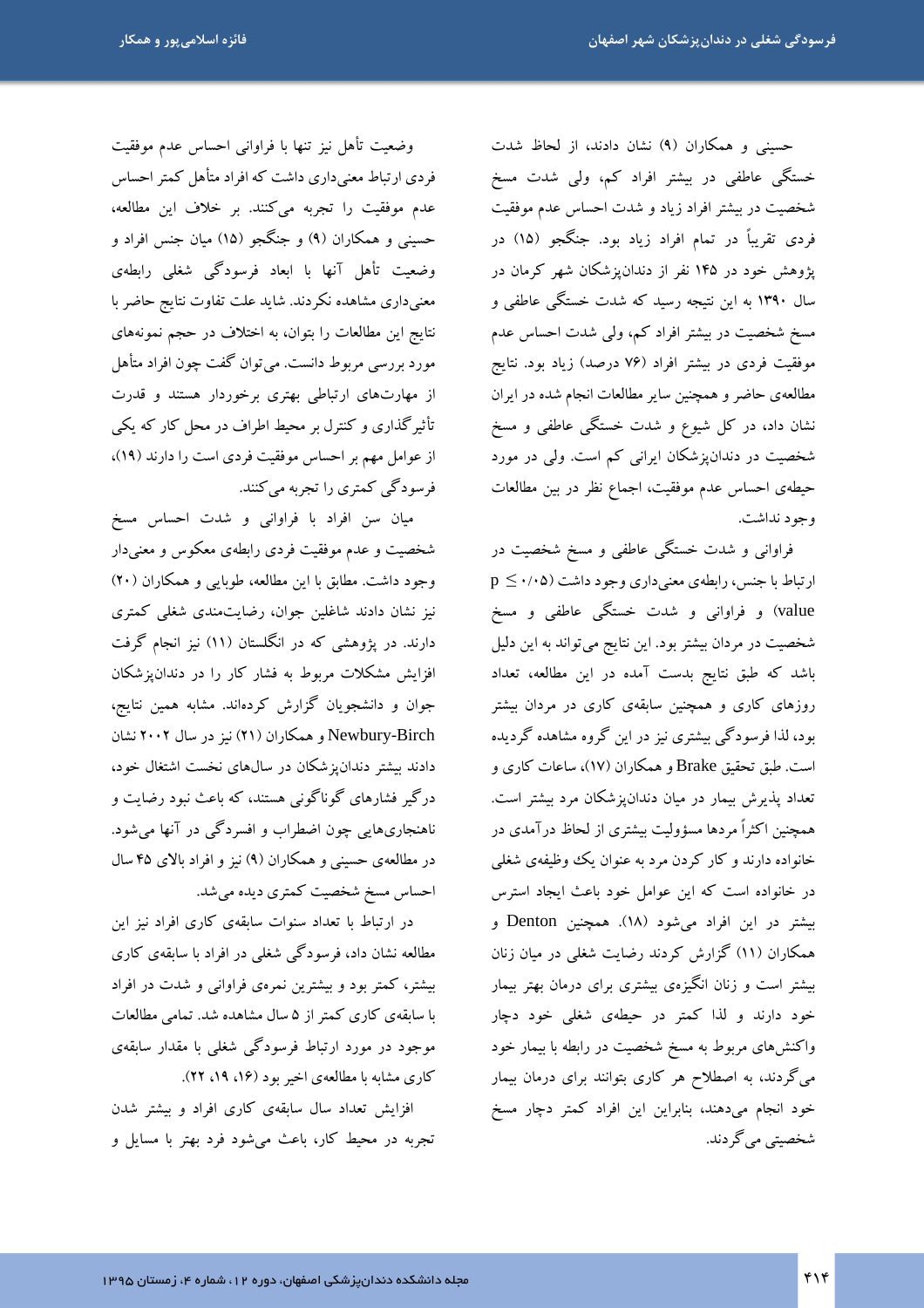حسینی و همکاران (۹) نشان دادند، از لحاظ شدت خستگی عاطفی در بیشتر افراد کم، ولی شدت مسخ شخصیت در بیشتر افراد زیاد و شدت احساس عدم موفقیت فردی تقریباً در تمام افراد زیاد بود. جنگجو (۱۵) در پژوهش خود در ۱۴۵ نفر از دندان‌پزشکان شهر کرمان در سال ۱۳۹۰ به این نتیجه رسید که شدت خستگی عاطفی و مسخ شخصیت در بیشتر افراد کم، ولی شدت احساس عدم موفقیت فردی در بیشتر افراد (۷۶ درصد) زیاد بود. نتایج مطالعه‌ی حاضر و همچنین سایر مطالعات انجام شده در ایران نشان داد، در کل شیوع و شدت خستگی عاطفی و مسخ شخصیت در دندان‌پزشکان ایرانی کم است. ولی در مورد حیطه‌ی احساس عدم موفقیت، اجماع نظر در بین مطالعات وجود نداشت.

فراوانی و شدت خستگی عاطفی و مسخ شخصیت در ارتباط با جنس، رابطه‌ی معنی‌داری وجود داشت ($p \leq ۰/۰۵$ value) و فراوانی و شدت خستگی عاطفی و مسخ شخصیت در مردان بیشتر بود. این نتایج می‌تواند به این دلیل باشد که طبق نتایج بدست آمده در این مطالعه، تعداد روزهای کاری و همچنین سابقه‌ی کاری در مردان بیشتر بود، لذا فرسودگی بیشتری نیز در این گروه مشاهده گردیده است. طبق تحقیق Brake و همکاران (۱۷)، ساعات کاری و تعداد پذیرش بیمار در میان دندان‌پزشکان مرد بیشتر است. همچنین اکثراً مردها مسؤولیت بیشتری از لحاظ درآمدی در خانواده دارند و کار کردن مرد به عنوان یک وظیفه‌ی شغلی در خانواده است که این عوامل خود باعث ایجاد استرس بیشتر در این افراد می‌شود (۱۸). همچنین Denton و همکاران (۱۱) گزارش کردند رضایت شغلی در میان زنان بیشتر است و زنان انگیزه‌ی بیشتری برای درمان بهتر بیمار خود دارند و لذا کمتر در حیطه‌ی شغلی خود دچار واکنش‌های مربوط به مسخ شخصیت در رابطه با بیمار خود می‌گردند، به اصطلاح هر کاری بتوانند برای درمان بیمار خود انجام می‌دهند، بنابراین این افراد کمتر دچار مسخ شخصیتی می‌گردند.

وضعیت تأهل نیز تنها با فراوانی احساس عدم موفقیت فردی ارتباط معنی‌داری داشت که افراد متأهل کمتر احساس عدم موفقیت را تجربه می‌کنند. بر خلاف این مطالعه، حسینی و همکاران (۹) و جنگجو (۱۵) میان جنس افراد و وضعیت تأهل آنها با ابعاد فرسودگی شغلی رابطه‌ی معنی‌داری مشاهده نکردند. شاید علت تفاوت نتایج حاضر با نتایج این مطالعات را بتوان، به اختلاف در حجم نمونه‌های مورد بررسی مربوط دانست. می‌توان گفت چون افراد متأهل از مهارت‌های ارتباطی بهتری برخوردار هستند و قدرت تأثیرگذاری و کنترل بر محیط اطراف در محل کار که یکی از عوامل مهم بر احساس موفقیت فردی است را دارند (۱۹)، فرسودگی کمتری را تجربه می‌کنند.

میان سن افراد با فراوانی و شدت احساس مسخ شخصیت و عدم موفقیت فردی رابطه‌ی معکوس و معنی‌دار وجود داشت. مطابق با این مطالعه، طوبایی و همکاران (۲۰) نیز نشان دادند شاغلین جوان، رضایت‌مندی شغلی کمتری دارند. در پژوهشی که در انگلستان (۱۱) نیز انجام گرفت افزایش مشکلات مربوط به فشار کار را در دندان‌پزشکان جوان و دانشجویان گزارش کرده‌اند. مشابه همین نتایج، Newbury-Birch و همکاران (۲۱) نیز در سال ۲۰۰۲ نشان دادند بیشتر دندان‌پزشکان در سال‌های نخست اشتغال خود، درگیر فشارهای گوناگونی هستند، که باعث نبود رضایت و ناهنجاری‌هایی چون اضطراب و افسردگی در آنها می‌شود. در مطالعه‌ی حسینی و همکاران (۹) نیز و افراد بالای ۴۵ سال احساس مسخ شخصیت کمتری دیده می‌شد.

در ارتباط با تعداد سنوات سابقه‌ی کاری افراد نیز این مطالعه نشان داد، فرسودگی شغلی در افراد با سابقه‌ی کاری بیشتر، کمتر بود و بیشترین نمره‌ی فراوانی و شدت در افراد با سابقه‌ی کاری کمتر از ۵ سال مشاهده شد. تمامی مطالعات موجود در مورد ارتباط فرسودگی شغلی با مقدار سابقه‌ی کاری مشابه با مطالعه‌ی اخیر بود (۱۶، ۱۹، ۲۲).

افزایش تعداد سال سابقه‌ی کاری افراد و بیشتر شدن تجربه در محیط کار، باعث می‌شود فرد بهتر با مسایل و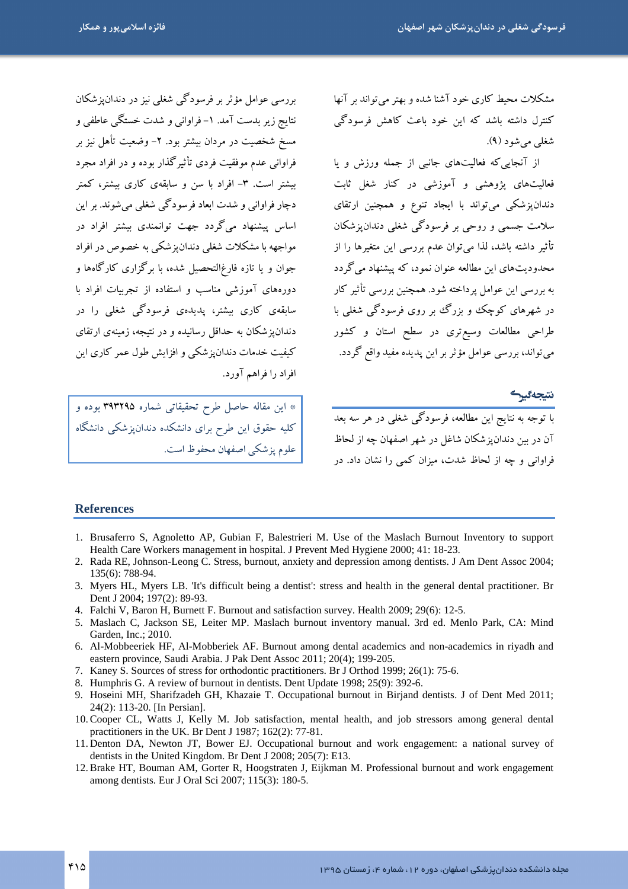مشکلات محیط کاری خود آشنا شده و بهتر می‌تواند بر آنها کنترل داشته باشد که این خود باعث کاهش فرسودگی شغلی می‌شود (۹).

از آنجایی‌که فعالیت‌های جانبی از جمله ورزش و یا فعالیت‌های پژوهشی و آموزشی در کنار شغل ثابت دندان‌پزشکی می‌تواند با ایجاد تنوع و همچنین ارتقای سلامت جسمی و روحی بر فرسودگی شغلی دندان‌پزشکان تأثیر داشته باشد، لذا می‌توان عدم بررسی این متغیرها را از محدودیت‌های این مطالعه عنوان نمود، که پیشنهاد می‌گردد به بررسی این عوامل پرداخته شود. همچنین بررسی تأثیر کار در شهرهای کوچک و بزرگ بر روی فرسودگی شغلی با طراحی مطالعات وسیع‌تری در سطح استان و کشور می‌تواند، بررسی عوامل مؤثر بر این پدیده مفید واقع گردد.

## نتیجه‌گیری

با توجه به نتایج این مطالعه، فرسودگی شغلی در هر سه بعد آن در بین دندان‌پزشکان شاغل در شهر اصفهان چه از لحاظ فراوانی و چه از لحاظ شدت، میزان کمی را نشان داد. در بررسی عوامل مؤثر بر فرسودگی شغلی نیز در دندان‌پزشکان نتایج زیر بدست آمد. ۱- فراوانی و شدت خستگی عاطفی و مسخ شخصیت در مردان بیشتر بود. ۲- وضعیت تأهل نیز بر فراوانی عدم موفقیت فردی تأثیرگذار بوده و در افراد مجرد بیشتر است. ۳- افراد با سن و سابقه‌ی کاری بیشتر، کمتر دچار فراوانی و شدت ابعاد فرسودگی شغلی می‌شوند. بر این اساس پیشنهاد می‌گردد جهت توانمندی بیشتر افراد در مواجهه با مشکلات شغلی دندان‌پزشکی به خصوص در افراد جوان و یا تازه فارغ‌التحصیل شده، با برگزاری کارگاه‌ها و دوره‌های آموزشی مناسب و استفاده از تجربیات افراد با سابقه‌ی کاری بیشتر، پدیده‌ی فرسودگی شغلی را در دندان‌پزشکان به حداقل رسانیده و در نتیجه، زمینه‌ی ارتقای کیفیت خدمات دندان‌پزشکی و افزایش طول عمر کاری این افراد را فراهم آورد.

* این مقاله حاصل طرح تحقیقاتی شماره ۳۹۳۲۹۵ بوده و کلیه حقوق این طرح برای دانشکده دندان‌پزشکی دانشگاه علوم پزشکی اصفهان محفوظ است.

## References

1. Brusaferro S, Agnoletto AP, Gubian F, Balestrieri M. Use of the Maslach Burnout Inventory to support Health Care Workers management in hospital. J Prevent Med Hygiene 2000; 41: 18-23.
2. Rada RE, Johnson-Leong C. Stress, burnout, anxiety and depression among dentists. J Am Dent Assoc 2004; 135(6): 788-94.
3. Myers HL, Myers LB. 'It's difficult being a dentist': stress and health in the general dental practitioner. Br Dent J 2004; 197(2): 89-93.
4. Falchi V, Baron H, Burnett F. Burnout and satisfaction survey. Health 2009; 29(6): 12-5.
5. Maslach C, Jackson SE, Leiter MP. Maslach burnout inventory manual. 3rd ed. Menlo Park, CA: Mind Garden, Inc.; 2010.
6. Al-Mobbeeriek HF, Al-Mobberiek AF. Burnout among dental academics and non-academics in riyadh and eastern province, Saudi Arabia. J Pak Dent Assoc 2011; 20(4); 199-205.
7. Kaney S. Sources of stress for orthodontic practitioners. Br J Orthod 1999; 26(1): 75-6.
8. Humphris G. A review of burnout in dentists. Dent Update 1998; 25(9): 392-6.
9. Hoseini MH, Sharifzadeh GH, Khazaie T. Occupational burnout in Birjand dentists. J of Dent Med 2011; 24(2): 113-20. [In Persian].
10. Cooper CL, Watts J, Kelly M. Job satisfaction, mental health, and job stressors among general dental practitioners in the UK. Br Dent J 1987; 162(2): 77-81.
11. Denton DA, Newton JT, Bower EJ. Occupational burnout and work engagement: a national survey of dentists in the United Kingdom. Br Dent J 2008; 205(7): E13.
12. Brake HT, Bouman AM, Gorter R, Hoogstraten J, Eijkman M. Professional burnout and work engagement among dentists. Eur J Oral Sci 2007; 115(3): 180-5.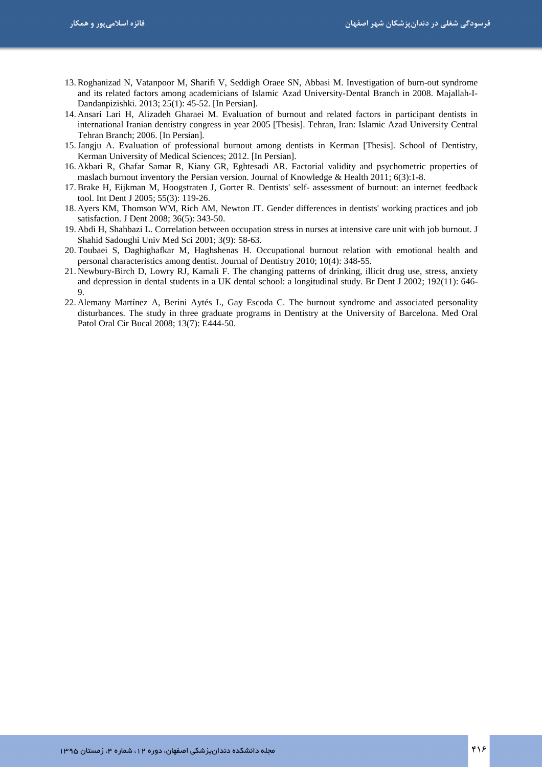13. Roghanizad N, Vatanpoor M, Sharifi V, Seddigh Oraee SN, Abbasi M. Investigation of burn-out syndrome and its related factors among academicians of Islamic Azad University-Dental Branch in 2008. Majallah-I-Dandanpizishki. 2013; 25(1): 45-52. [In Persian].
14. Ansari Lari H, Alizadeh Gharaei M. Evaluation of burnout and related factors in participant dentists in international Iranian dentistry congress in year 2005 [Thesis]. Tehran, Iran: Islamic Azad University Central Tehran Branch; 2006. [In Persian].
15. Jangju A. Evaluation of professional burnout among dentists in Kerman [Thesis]. School of Dentistry, Kerman University of Medical Sciences; 2012. [In Persian].
16. Akbari R, Ghafar Samar R, Kiany GR, Eghtesadi AR. Factorial validity and psychometric properties of maslach burnout inventory the Persian version. Journal of Knowledge & Health 2011; 6(3):1-8.
17. Brake H, Eijkman M, Hoogstraten J, Gorter R. Dentists' self- assessment of burnout: an internet feedback tool. Int Dent J 2005; 55(3): 119-26.
18. Ayers KM, Thomson WM, Rich AM, Newton JT. Gender differences in dentists' working practices and job satisfaction. J Dent 2008; 36(5): 343-50.
19. Abdi H, Shahbazi L. Correlation between occupation stress in nurses at intensive care unit with job burnout. J Shahid Sadoughi Univ Med Sci 2001; 3(9): 58-63.
20. Toubaei S, Daghighafkar M, Haghshenas H. Occupational burnout relation with emotional health and personal characteristics among dentist. Journal of Dentistry 2010; 10(4): 348-55.
21. Newbury-Birch D, Lowry RJ, Kamali F. The changing patterns of drinking, illicit drug use, stress, anxiety and depression in dental students in a UK dental school: a longitudinal study. Br Dent J 2002; 192(11): 646-9.
22. Alemany Martínez A, Berini Aytés L, Gay Escoda C. The burnout syndrome and associated personality disturbances. The study in three graduate programs in Dentistry at the University of Barcelona. Med Oral Patol Oral Cir Bucal 2008; 13(7): E444-50.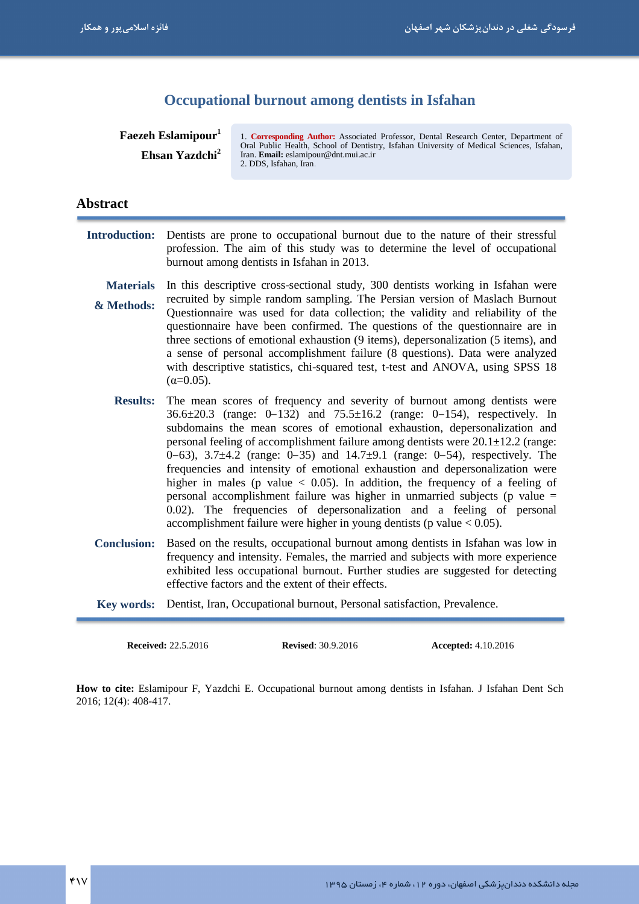# Occupational burnout among dentists in Isfahan

**Faezeh Eslamipour**[1]
**Ehsan Yazdchi**[2]

1. **Corresponding Author:** Associated Professor, Dental Research Center, Department of Oral Public Health, School of Dentistry, Isfahan University of Medical Sciences, Isfahan, Iran. **Email:** eslamipour@dnt.mui.ac.ir
2. DDS, Isfahan, Iran.

## Abstract

**Introduction:** Dentists are prone to occupational burnout due to the nature of their stressful profession. The aim of this study was to determine the level of occupational burnout among dentists in Isfahan in 2013.

**Materials & Methods:** In this descriptive cross-sectional study, 300 dentists working in Isfahan were recruited by simple random sampling. The Persian version of Maslach Burnout Questionnaire was used for data collection; the validity and reliability of the questionnaire have been confirmed. The questions of the questionnaire are in three sections of emotional exhaustion (9 items), depersonalization (5 items), and a sense of personal accomplishment failure (8 questions). Data were analyzed with descriptive statistics, chi-squared test, t-test and ANOVA, using SPSS 18 ($\alpha=0.05$).

**Results:** The mean scores of frequency and severity of burnout among dentists were 36.6±20.3 (range: 0–132) and 75.5±16.2 (range: 0–154), respectively. In subdomains the mean scores of emotional exhaustion, depersonalization and personal feeling of accomplishment failure among dentists were 20.1±12.2 (range: 0–63), 3.7±4.2 (range: 0–35) and 14.7±9.1 (range: 0–54), respectively. The frequencies and intensity of emotional exhaustion and depersonalization were higher in males (p value $< 0.05$). In addition, the frequency of a feeling of personal accomplishment failure was higher in unmarried subjects (p value $= 0.02$). The frequencies of depersonalization and a feeling of personal accomplishment failure were higher in young dentists (p value $< 0.05$).

**Conclusion:** Based on the results, occupational burnout among dentists in Isfahan was low in frequency and intensity. Females, the married and subjects with more experience exhibited less occupational burnout. Further studies are suggested for detecting effective factors and the extent of their effects.

**Key words:** Dentist, Iran, Occupational burnout, Personal satisfaction, Prevalence.

**Received:** 22.5.2016 **Revised**: 30.9.2016 **Accepted:** 4.10.2016

**How to cite:** Eslamipour F, Yazdchi E. Occupational burnout among dentists in Isfahan. J Isfahan Dent Sch 2016; 12(4): 408-417.